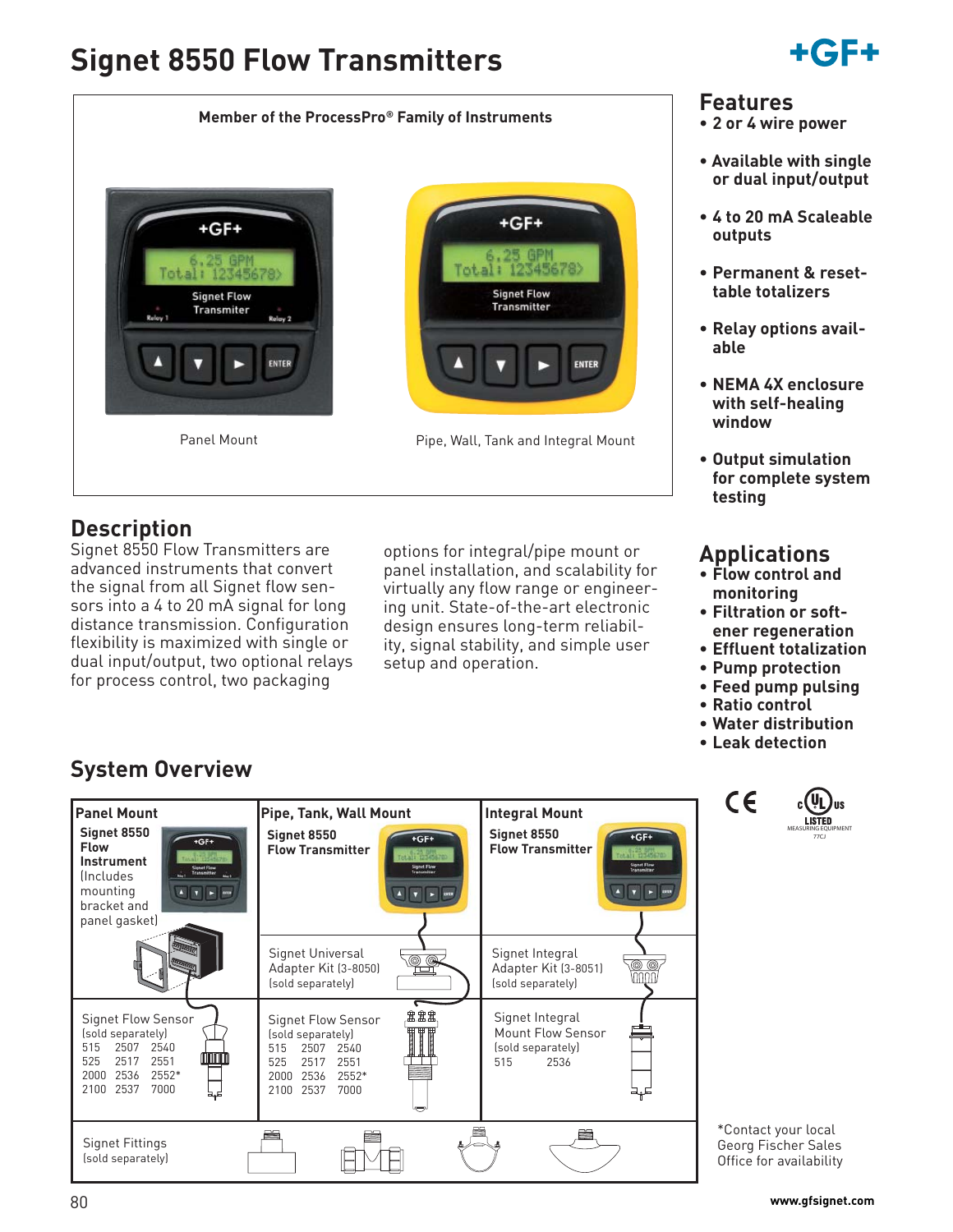# Signet 8550 Flow Transmitters

+GF+

Member of the ProcessPro® Family of Instruments

Panel Mount

Pipe, Wall, Tank and Integral Mount

## Features

- 2 or 4 wire power
- Available with single or dual input/output
- 4 to 20 mA Scaleable outputs
- Permanent & resettable totalizers
- Relay options available
- NEMA 4X enclosure with self-healing window
- Output simulation for complete system testing

## Description

Signet 8550 Flow Transmitters are advanced instruments that convert the signal from all Signet flow sensors into a 4 to 20 mA signal for long distance transmission. Configuration flexibility is maximized with single or dual input/output, two optional relays for process control, two packaging options for integral/pipe mount or panel installation, and scalability for virtually any flow range or engineering unit. State-of-the-art electronic design ensures long-term reliability, signal stability, and simple user setup and operation.

## Applications

- Flow control and monitoring
- Filtration or softener regeneration
- Effluent totalization
- Pump protection
- Feed pump pulsing
- Ratio control
- Water distribution
- Leak detection

## System Overview

| Panel Mount | Pipe, Tank, Wall Mount | Integral Mount |
| --- | --- | --- |
| **Signet 8550 Flow Instrument** (Includes mounting bracket and panel gasket) | **Signet 8550 Flow Transmitter** | **Signet 8550 Flow Transmitter** |
| | Signet Universal Adapter Kit (3-8050) (sold separately) | Signet Integral Adapter Kit (3-8051) (sold separately) |
| Signet Flow Sensor (sold separately) 515 2507 2540 525 2517 2551 2000 2536 2552* 2100 2537 7000 | Signet Flow Sensor (sold separately) 515 2507 2540 525 2517 2551 2000 2536 2552* 2100 2537 7000 | Signet Integral Mount Flow Sensor (sold separately) 515 2536 |
| Signet Fittings (sold separately) | | |

CE c UL us LISTED MEASURING EQUIPMENT 77CJ

*Contact your local Georg Fischer Sales Office for availability

www.gfsignet.com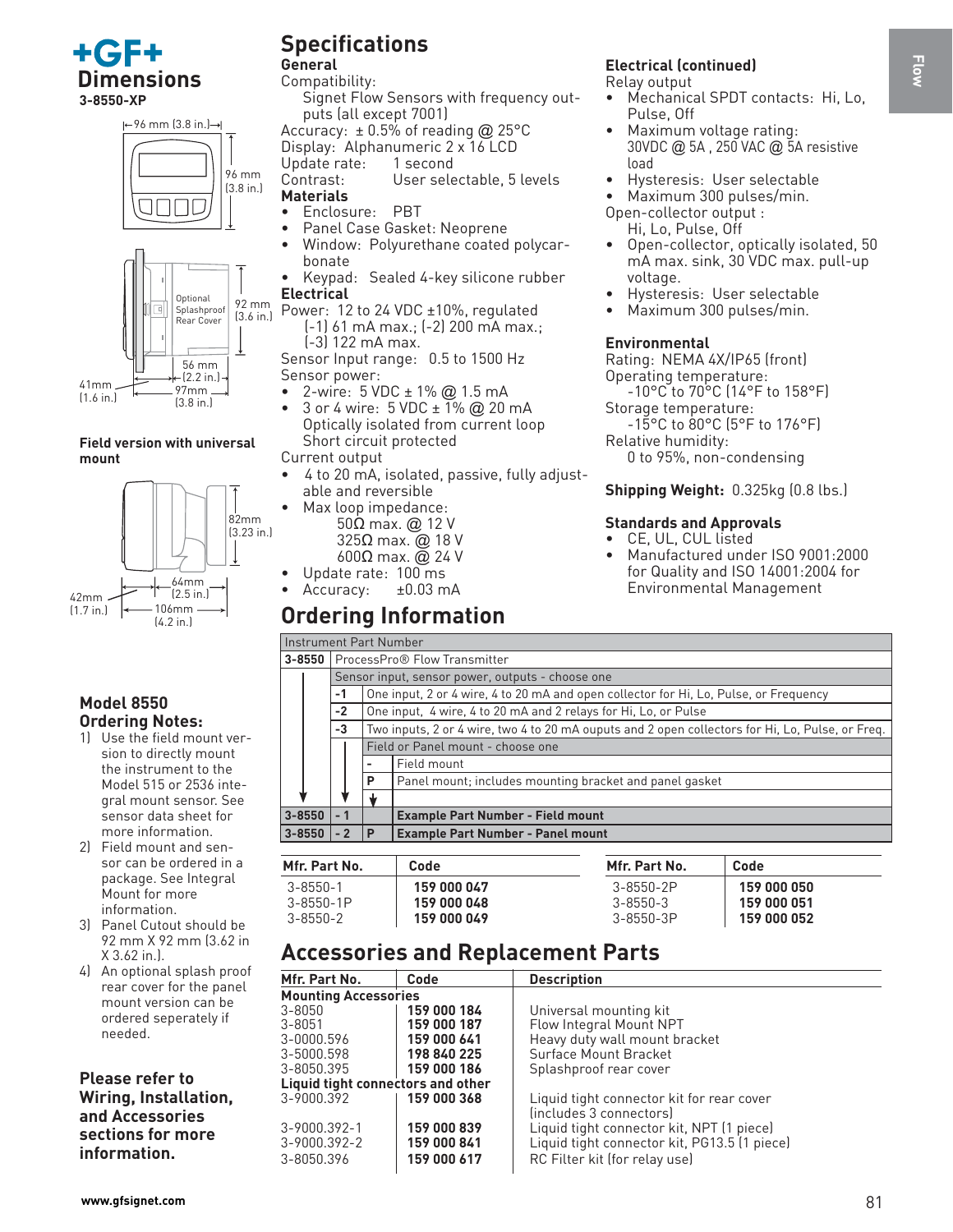## Dimensions

**3-8550-XP**

96 mm (3.8 in.)
96 mm (3.8 in.)

Optional Splashproof Rear Cover
92 mm (3.6 in.)
56 mm (2.2 in.)
41mm (1.6 in.)
97mm (3.8 in.)

**Field version with universal mount**

82mm (3.23 in.)
64mm (2.5 in.)
42mm (1.7 in.)
106mm (4.2 in.)

### Model 8550 Ordering Notes:

1) Use the field mount version to directly mount the instrument to the Model 515 or 2536 integral mount sensor. See sensor data sheet for more information.
2) Field mount and sensor can be ordered in a package. See Integral Mount for more information.
3) Panel Cutout should be 92 mm X 92 mm (3.62 in X 3.62 in.).
4) An optional splash proof rear cover for the panel mount version can be ordered seperately if needed.

**Please refer to Wiring, Installation, and Accessories sections for more information.**

## Specifications

**General**

Compatibility:
Signet Flow Sensors with frequency outputs (all except 7001)
Accuracy: ± 0.5% of reading @ 25°C
Display: Alphanumeric 2 x 16 LCD
Update rate: 1 second
Contrast: User selectable, 5 levels

**Materials**

- Enclosure: PBT
- Panel Case Gasket: Neoprene
- Window: Polyurethane coated polycarbonate
- Keypad: Sealed 4-key silicone rubber

**Electrical**

Power: 12 to 24 VDC ±10%, regulated
(-1) 61 mA max.; (-2) 200 mA max.;
(-3) 122 mA max.
Sensor Input range: 0.5 to 1500 Hz
Sensor power:

- 2-wire: 5 VDC ± 1% @ 1.5 mA
- 3 or 4 wire: 5 VDC ± 1% @ 20 mA
  Optically isolated from current loop
  Short circuit protected

Current output

- 4 to 20 mA, isolated, passive, fully adjustable and reversible
- Max loop impedance:
  50Ω max. @ 12 V
  325Ω max. @ 18 V
  600Ω max. @ 24 V
- Update rate: 100 ms
- Accuracy: ±0.03 mA

**Electrical (continued)**

Relay output

- Mechanical SPDT contacts: Hi, Lo, Pulse, Off
- Maximum voltage rating:
  30VDC @ 5A , 250 VAC @ 5A resistive load
- Hysteresis: User selectable
- Maximum 300 pulses/min.

Open-collector output :
Hi, Lo, Pulse, Off

- Open-collector, optically isolated, 50 mA max. sink, 30 VDC max. pull-up voltage.
- Hysteresis: User selectable
- Maximum 300 pulses/min.

**Environmental**

Rating: NEMA 4X/IP65 (front)
Operating temperature:
-10°C to 70°C (14°F to 158°F)
Storage temperature:
-15°C to 80°C (5°F to 176°F)
Relative humidity:
0 to 95%, non-condensing

**Shipping Weight:** 0.325kg (0.8 lbs.)

**Standards and Approvals**

- CE, UL, CUL listed
- Manufactured under ISO 9001:2000 for Quality and ISO 14001:2004 for Environmental Management

## Ordering Information

| Instrument Part Number | | | |
|---|---|---|---|
| **3-8550** | ProcessPro® Flow Transmitter | | |
| | Sensor input, sensor power, outputs - choose one | | |
| | **-1** | One input, 2 or 4 wire, 4 to 20 mA and open collector for Hi, Lo, Pulse, or Frequency | |
| | **-2** | One input, 4 wire, 4 to 20 mA and 2 relays for Hi, Lo, or Pulse | |
| | **-3** | Two inputs, 2 or 4 wire, two 4 to 20 mA ouputs and 2 open collectors for Hi, Lo, Pulse, or Freq. | |
| | | Field or Panel mount - choose one | |
| | | **-** | Field mount |
| | | **P** | Panel mount; includes mounting bracket and panel gasket |
| **3-8550** | **- 1** | | **Example Part Number - Field mount** |
| **3-8550** | **- 2** | **P** | **Example Part Number - Panel mount** |

| Mfr. Part No. | Code | Mfr. Part No. | Code |
|---|---|---|---|
| 3-8550-1 | **159 000 047** | 3-8550-2P | **159 000 050** |
| 3-8550-1P | **159 000 048** | 3-8550-3 | **159 000 051** |
| 3-8550-2 | **159 000 049** | 3-8550-3P | **159 000 052** |

## Accessories and Replacement Parts

| Mfr. Part No. | Code | Description |
|---|---|---|
| **Mounting Accessories** | | |
| 3-8050 | **159 000 184** | Universal mounting kit |
| 3-8051 | **159 000 187** | Flow Integral Mount NPT |
| 3-0000.596 | **159 000 641** | Heavy duty wall mount bracket |
| 3-5000.598 | **198 840 225** | Surface Mount Bracket |
| 3-8050.395 | **159 000 186** | Splashproof rear cover |
| **Liquid tight connectors and other** | | |
| 3-9000.392 | **159 000 368** | Liquid tight connector kit for rear cover (includes 3 connectors) |
| 3-9000.392-1 | **159 000 839** | Liquid tight connector kit, NPT (1 piece) |
| 3-9000.392-2 | **159 000 841** | Liquid tight connector kit, PG13.5 (1 piece) |
| 3-8050.396 | **159 000 617** | RC Filter kit (for relay use) |